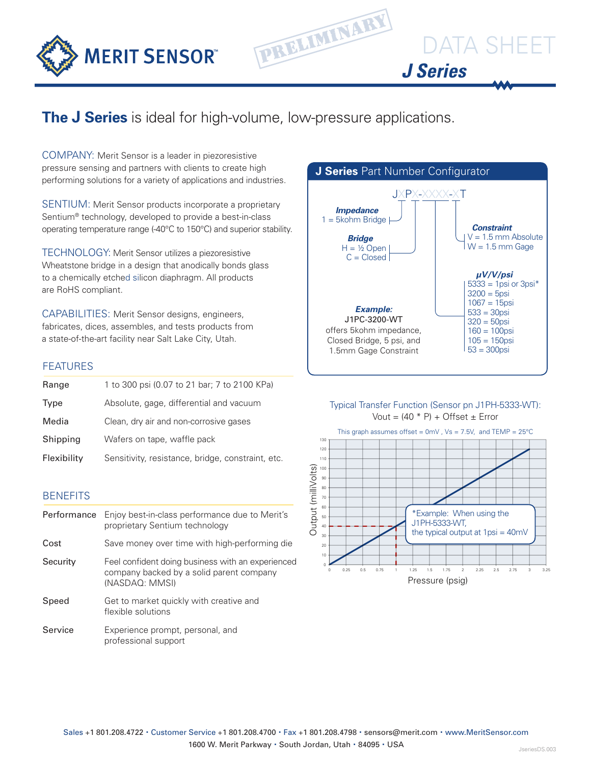# MERIT SENSOR

PRELIMINARY

# DATA SHEET
## J Series

## **The J Series** is ideal for high-volume, low-pressure applications.

COMPANY: Merit Sensor is a leader in piezoresistive pressure sensing and partners with clients to create high performing solutions for a variety of applications and industries.

SENTIUM: Merit Sensor products incorporate a proprietary Sentium® technology, developed to provide a best-in-class operating temperature range (-40°C to 150°C) and superior stability.

TECHNOLOGY: Merit Sensor utilizes a piezoresistive Wheatstone bridge in a design that anodically bonds glass to a chemically etched silicon diaphragm. All products are RoHS compliant.

CAPABILITIES: Merit Sensor designs, engineers, fabricates, dices, assembles, and tests products from a state-of-the-art facility near Salt Lake City, Utah.

### FEATURES

| | |
|---|---|
| Range | 1 to 300 psi (0.07 to 21 bar; 7 to 2100 KPa) |
| Type | Absolute, gage, differential and vacuum |
| Media | Clean, dry air and non-corrosive gases |
| Shipping | Wafers on tape, waffle pack |
| Flexibility | Sensitivity, resistance, bridge, constraint, etc. |

### BENEFITS

| | |
|---|---|
| Performance | Enjoy best-in-class performance due to Merit's proprietary Sentium technology |
| Cost | Save money over time with high-performing die |
| Security | Feel confident doing business with an experienced company backed by a solid parent company (NASDAQ: MMSI) |
| Speed | Get to market quickly with creative and flexible solutions |
| Service | Experience prompt, personal, and professional support |

### J Series Part Number Configurator

JXPX-XXXX-XT

***Impedance***
1 = 5kohm Bridge

***Bridge***
H = ½ Open
C = Closed

***Constraint***
V = 1.5 mm Absolute
W = 1.5 mm Gage

***µV/V/psi***
5333 = 1psi or 3psi*
3200 = 5psi
1067 = 15psi
533 = 30psi
320 = 50psi
160 = 100psi
105 = 150psi
53 = 300psi

***Example:***
J1PC-3200-WT
offers 5kohm impedance, Closed Bridge, 5 psi, and 1.5mm Gage Constraint

### Typical Transfer Function (Sensor pn J1PH-5333-WT):

Vout = (40 * P) + Offset ± Error

This graph assumes offset = 0mV , Vs = 7.5V, and TEMP = 25°C

*Example: When using the J1PH-5333-WT, the typical output at 1psi = 40mV

Output (milliVolts) vs. Pressure (psig)

Sales +1 801.208.4722 • Customer Service +1 801.208.4700 • Fax +1 801.208.4798 • sensors@merit.com • www.MeritSensor.com
1600 W. Merit Parkway • South Jordan, Utah • 84095 • USA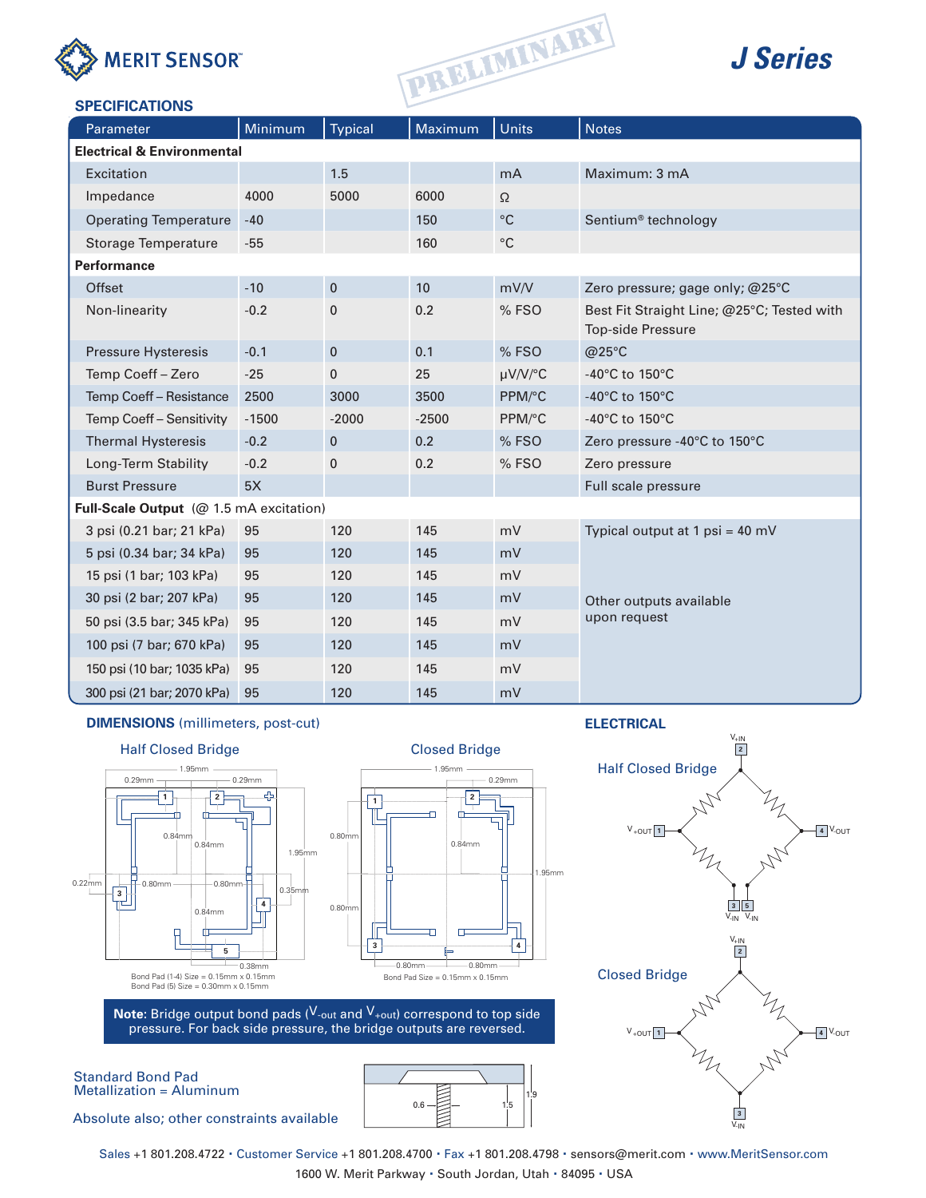MERIT SENSOR

PRELIMINARY

# J Series

## SPECIFICATIONS

| Parameter | Minimum | Typical | Maximum | Units | Notes |
|---|---|---|---|---|---|
| **Electrical & Environmental** | | | | | |
| Excitation | | 1.5 | | mA | Maximum: 3 mA |
| Impedance | 4000 | 5000 | 6000 | Ω | |
| Operating Temperature | -40 | | 150 | °C | Sentium® technology |
| Storage Temperature | -55 | | 160 | °C | |
| **Performance** | | | | | |
| Offset | -10 | 0 | 10 | mV/V | Zero pressure; gage only; @25°C |
| Non-linearity | -0.2 | 0 | 0.2 | % FSO | Best Fit Straight Line; @25°C; Tested with Top-side Pressure |
| Pressure Hysteresis | -0.1 | 0 | 0.1 | % FSO | @25°C |
| Temp Coeff – Zero | -25 | 0 | 25 | μV/V/°C | -40°C to 150°C |
| Temp Coeff – Resistance | 2500 | 3000 | 3500 | PPM/°C | -40°C to 150°C |
| Temp Coeff – Sensitivity | -1500 | -2000 | -2500 | PPM/°C | -40°C to 150°C |
| Thermal Hysteresis | -0.2 | 0 | 0.2 | % FSO | Zero pressure -40°C to 150°C |
| Long-Term Stability | -0.2 | 0 | 0.2 | % FSO | Zero pressure |
| Burst Pressure | 5X | | | | Full scale pressure |
| **Full-Scale Output** (@ 1.5 mA excitation) | | | | | |
| 3 psi (0.21 bar; 21 kPa) | 95 | 120 | 145 | mV | Typical output at 1 psi = 40 mV |
| 5 psi (0.34 bar; 34 kPa) | 95 | 120 | 145 | mV | |
| 15 psi (1 bar; 103 kPa) | 95 | 120 | 145 | mV | |
| 30 psi (2 bar; 207 kPa) | 95 | 120 | 145 | mV | Other outputs available upon request |
| 50 psi (3.5 bar; 345 kPa) | 95 | 120 | 145 | mV | |
| 100 psi (7 bar; 670 kPa) | 95 | 120 | 145 | mV | |
| 150 psi (10 bar; 1035 kPa) | 95 | 120 | 145 | mV | |
| 300 psi (21 bar; 2070 kPa) | 95 | 120 | 145 | mV | |

## DIMENSIONS (millimeters, post-cut)

Half Closed Bridge

1.95mm
0.29mm
0.29mm
0.84mm
0.84mm
1.95mm
0.22mm
0.80mm
0.80mm
0.35mm
0.84mm
0.38mm
1 2 3 4 5

Bond Pad (1-4) Size = 0.15mm x 0.15mm
Bond Pad (5) Size = 0.30mm x 0.15mm

Closed Bridge

1.95mm
0.29mm
0.80mm
0.84mm
1.95mm
0.80mm
0.80mm
0.80mm
1 2 3 4

Bond Pad Size = 0.15mm x 0.15mm

**Note:** Bridge output bond pads ($V_{-out}$ and $V_{+out}$) correspond to top side pressure. For back side pressure, the bridge outputs are reversed.

Standard Bond Pad
Metallization = Aluminum

Absolute also; other constraints available

0.6
1.9
1.5

## ELECTRICAL

Half Closed Bridge

$V_{+IN}$ 2
$V_{+OUT}$ 1
4 $V_{-OUT}$
3 5
$V_{-IN}$ $V_{-IN}$

Closed Bridge

$V_{+IN}$ 2
$V_{+OUT}$ 1
4 $V_{-OUT}$
3
$V_{-IN}$

Sales +1 801.208.4722 • Customer Service +1 801.208.4700 • Fax +1 801.208.4798 • sensors@merit.com • www.MeritSensor.com
1600 W. Merit Parkway • South Jordan, Utah • 84095 • USA